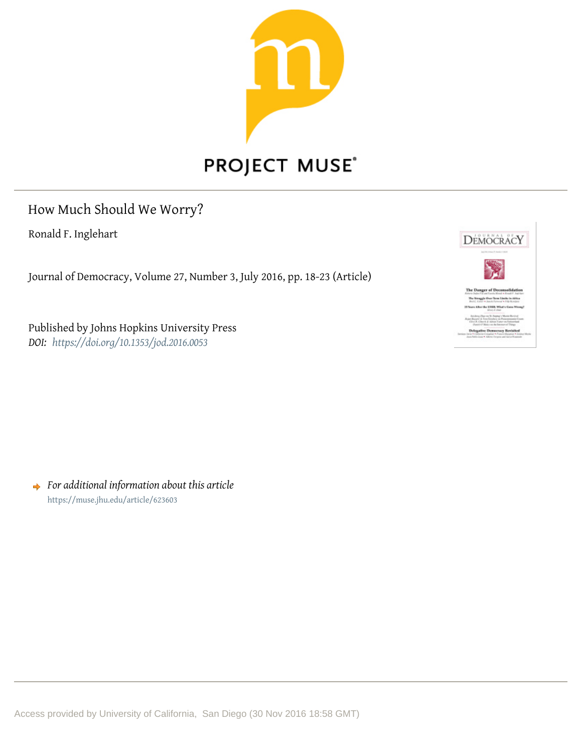# How Much Should We Worry?

Ronald F. Inglehart

Journal of Democracy, Volume 27, Number 3, July 2016, pp. 18-23 (Article)

Published by Johns Hopkins University Press

*DOI:* *https://doi.org/10.1353/jod.2016.0053*

*For additional information about this article*

https://muse.jhu.edu/article/623603

Access provided by University of California, San Diego (30 Nov 2016 18:58 GMT)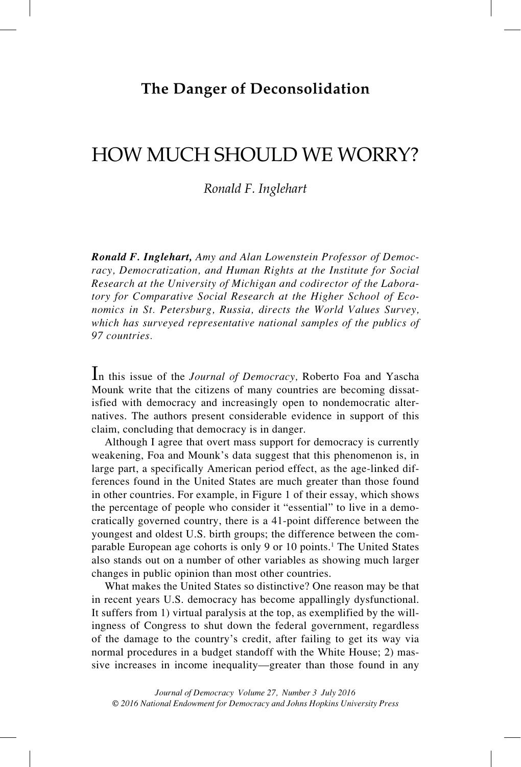## The Danger of Deconsolidation

# HOW MUCH SHOULD WE WORRY?

*Ronald F. Inglehart*

***Ronald F. Inglehart,*** *Amy and Alan Lowenstein Professor of Democracy, Democratization, and Human Rights at the Institute for Social Research at the University of Michigan and codirector of the Laboratory for Comparative Social Research at the Higher School of Economics in St. Petersburg, Russia, directs the World Values Survey, which has surveyed representative national samples of the publics of 97 countries.*

In this issue of the *Journal of Democracy,* Roberto Foa and Yascha Mounk write that the citizens of many countries are becoming dissatisfied with democracy and increasingly open to nondemocratic alternatives. The authors present considerable evidence in support of this claim, concluding that democracy is in danger.

Although I agree that overt mass support for democracy is currently weakening, Foa and Mounk's data suggest that this phenomenon is, in large part, a specifically American period effect, as the age-linked differences found in the United States are much greater than those found in other countries. For example, in Figure 1 of their essay, which shows the percentage of people who consider it "essential" to live in a democratically governed country, there is a 41-point difference between the youngest and oldest U.S. birth groups; the difference between the comparable European age cohorts is only 9 or 10 points.[1] The United States also stands out on a number of other variables as showing much larger changes in public opinion than most other countries.

What makes the United States so distinctive? One reason may be that in recent years U.S. democracy has become appallingly dysfunctional. It suffers from 1) virtual paralysis at the top, as exemplified by the willingness of Congress to shut down the federal government, regardless of the damage to the country's credit, after failing to get its way via normal procedures in a budget standoff with the White House; 2) massive increases in income inequality—greater than those found in any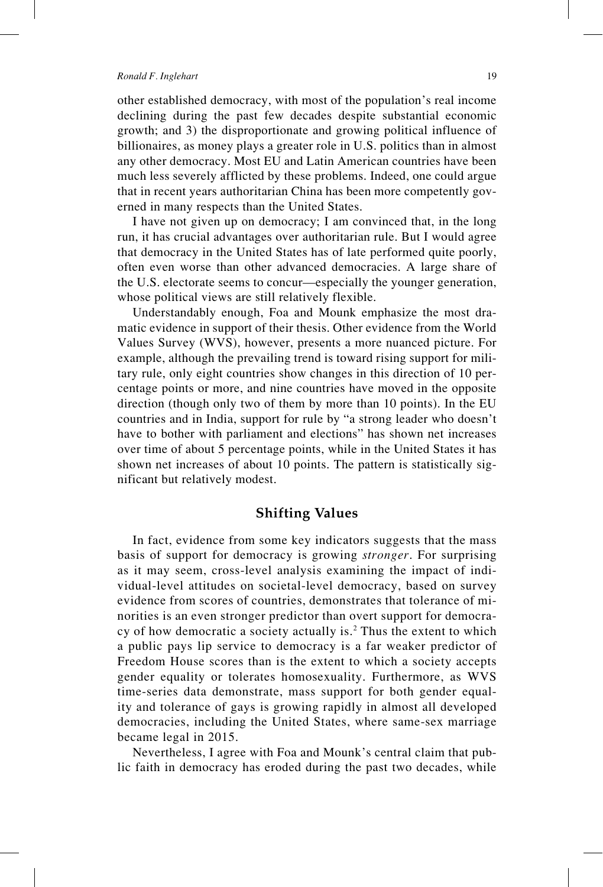other established democracy, with most of the population's real income declining during the past few decades despite substantial economic growth; and 3) the disproportionate and growing political influence of billionaires, as money plays a greater role in U.S. politics than in almost any other democracy. Most EU and Latin American countries have been much less severely afflicted by these problems. Indeed, one could argue that in recent years authoritarian China has been more competently governed in many respects than the United States.

I have not given up on democracy; I am convinced that, in the long run, it has crucial advantages over authoritarian rule. But I would agree that democracy in the United States has of late performed quite poorly, often even worse than other advanced democracies. A large share of the U.S. electorate seems to concur—especially the younger generation, whose political views are still relatively flexible.

Understandably enough, Foa and Mounk emphasize the most dramatic evidence in support of their thesis. Other evidence from the World Values Survey (WVS), however, presents a more nuanced picture. For example, although the prevailing trend is toward rising support for military rule, only eight countries show changes in this direction of 10 percentage points or more, and nine countries have moved in the opposite direction (though only two of them by more than 10 points). In the EU countries and in India, support for rule by "a strong leader who doesn't have to bother with parliament and elections" has shown net increases over time of about 5 percentage points, while in the United States it has shown net increases of about 10 points. The pattern is statistically significant but relatively modest.

## Shifting Values

In fact, evidence from some key indicators suggests that the mass basis of support for democracy is growing *stronger*. For surprising as it may seem, cross-level analysis examining the impact of individual-level attitudes on societal-level democracy, based on survey evidence from scores of countries, demonstrates that tolerance of minorities is an even stronger predictor than overt support for democracy of how democratic a society actually is.[2] Thus the extent to which a public pays lip service to democracy is a far weaker predictor of Freedom House scores than is the extent to which a society accepts gender equality or tolerates homosexuality. Furthermore, as WVS time-series data demonstrate, mass support for both gender equality and tolerance of gays is growing rapidly in almost all developed democracies, including the United States, where same-sex marriage became legal in 2015.

Nevertheless, I agree with Foa and Mounk's central claim that public faith in democracy has eroded during the past two decades, while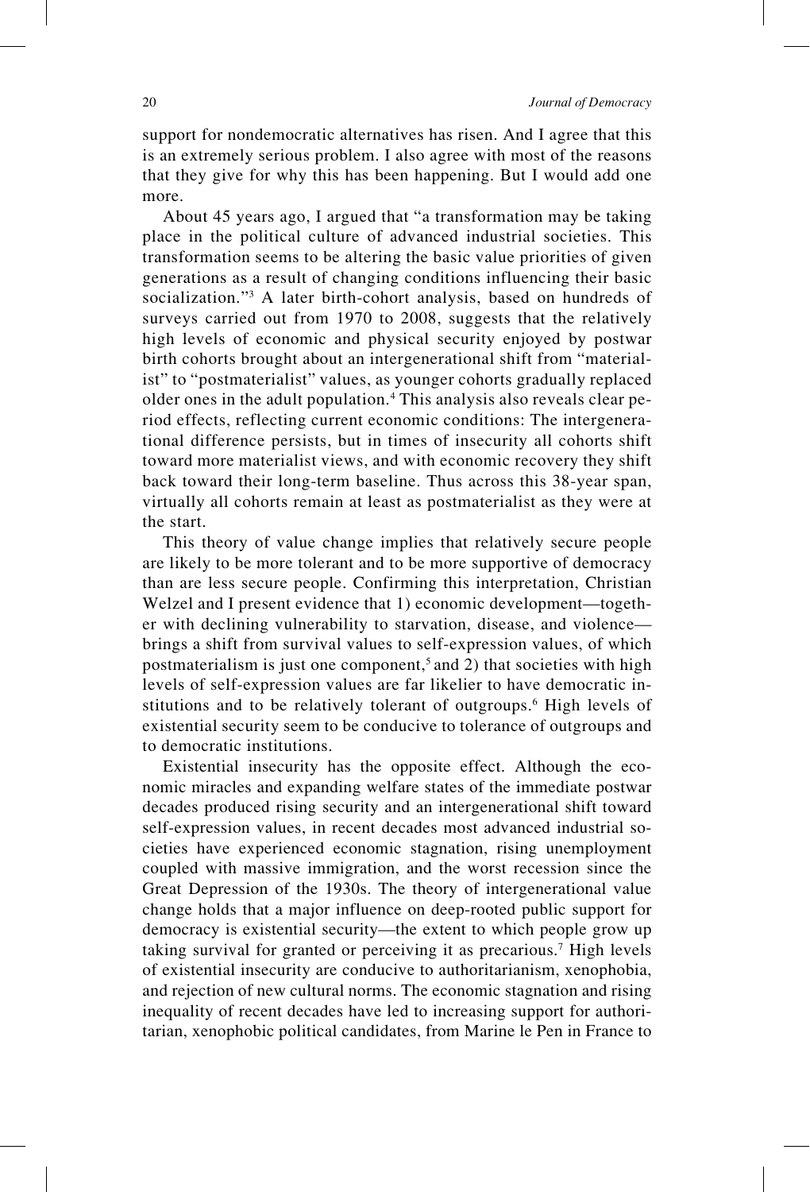support for nondemocratic alternatives has risen. And I agree that this is an extremely serious problem. I also agree with most of the reasons that they give for why this has been happening. But I would add one more.

About 45 years ago, I argued that "a transformation may be taking place in the political culture of advanced industrial societies. This transformation seems to be altering the basic value priorities of given generations as a result of changing conditions influencing their basic socialization."[3] A later birth-cohort analysis, based on hundreds of surveys carried out from 1970 to 2008, suggests that the relatively high levels of economic and physical security enjoyed by postwar birth cohorts brought about an intergenerational shift from "materialist" to "postmaterialist" values, as younger cohorts gradually replaced older ones in the adult population.[4] This analysis also reveals clear period effects, reflecting current economic conditions: The intergenerational difference persists, but in times of insecurity all cohorts shift toward more materialist views, and with economic recovery they shift back toward their long-term baseline. Thus across this 38-year span, virtually all cohorts remain at least as postmaterialist as they were at the start.

This theory of value change implies that relatively secure people are likely to be more tolerant and to be more supportive of democracy than are less secure people. Confirming this interpretation, Christian Welzel and I present evidence that 1) economic development—together with declining vulnerability to starvation, disease, and violence—brings a shift from survival values to self-expression values, of which postmaterialism is just one component,[5] and 2) that societies with high levels of self-expression values are far likelier to have democratic institutions and to be relatively tolerant of outgroups.[6] High levels of existential security seem to be conducive to tolerance of outgroups and to democratic institutions.

Existential insecurity has the opposite effect. Although the economic miracles and expanding welfare states of the immediate postwar decades produced rising security and an intergenerational shift toward self-expression values, in recent decades most advanced industrial societies have experienced economic stagnation, rising unemployment coupled with massive immigration, and the worst recession since the Great Depression of the 1930s. The theory of intergenerational value change holds that a major influence on deep-rooted public support for democracy is existential security—the extent to which people grow up taking survival for granted or perceiving it as precarious.[7] High levels of existential insecurity are conducive to authoritarianism, xenophobia, and rejection of new cultural norms. The economic stagnation and rising inequality of recent decades have led to increasing support for authoritarian, xenophobic political candidates, from Marine le Pen in France to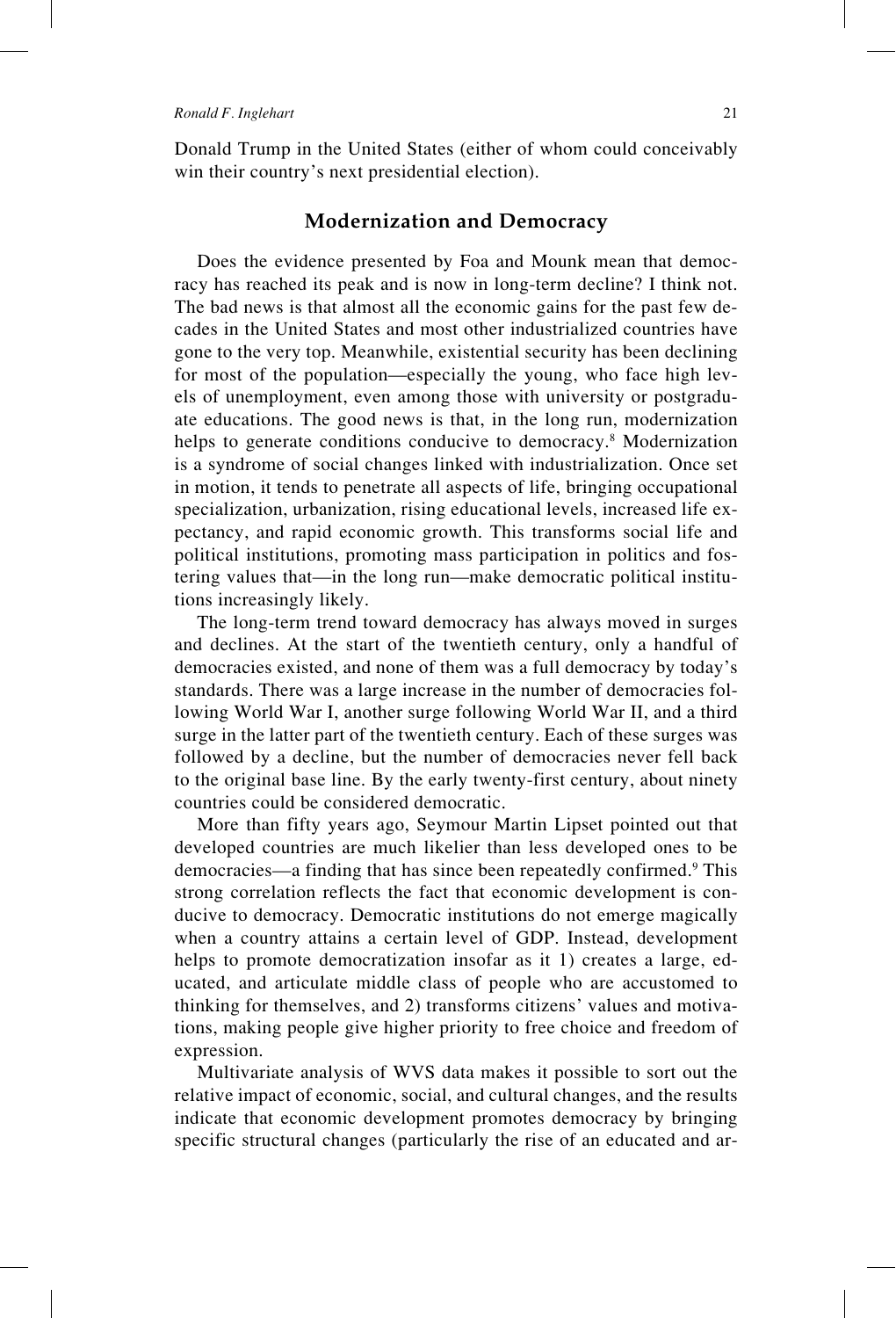Donald Trump in the United States (either of whom could conceivably win their country's next presidential election).

## Modernization and Democracy

Does the evidence presented by Foa and Mounk mean that democracy has reached its peak and is now in long-term decline? I think not. The bad news is that almost all the economic gains for the past few decades in the United States and most other industrialized countries have gone to the very top. Meanwhile, existential security has been declining for most of the population—especially the young, who face high levels of unemployment, even among those with university or postgraduate educations. The good news is that, in the long run, modernization helps to generate conditions conducive to democracy.[8] Modernization is a syndrome of social changes linked with industrialization. Once set in motion, it tends to penetrate all aspects of life, bringing occupational specialization, urbanization, rising educational levels, increased life expectancy, and rapid economic growth. This transforms social life and political institutions, promoting mass participation in politics and fostering values that—in the long run—make democratic political institutions increasingly likely.

The long-term trend toward democracy has always moved in surges and declines. At the start of the twentieth century, only a handful of democracies existed, and none of them was a full democracy by today's standards. There was a large increase in the number of democracies following World War I, another surge following World War II, and a third surge in the latter part of the twentieth century. Each of these surges was followed by a decline, but the number of democracies never fell back to the original base line. By the early twenty-first century, about ninety countries could be considered democratic.

More than fifty years ago, Seymour Martin Lipset pointed out that developed countries are much likelier than less developed ones to be democracies—a finding that has since been repeatedly confirmed.[9] This strong correlation reflects the fact that economic development is conducive to democracy. Democratic institutions do not emerge magically when a country attains a certain level of GDP. Instead, development helps to promote democratization insofar as it 1) creates a large, educated, and articulate middle class of people who are accustomed to thinking for themselves, and 2) transforms citizens' values and motivations, making people give higher priority to free choice and freedom of expression.

Multivariate analysis of WVS data makes it possible to sort out the relative impact of economic, social, and cultural changes, and the results indicate that economic development promotes democracy by bringing specific structural changes (particularly the rise of an educated and ar-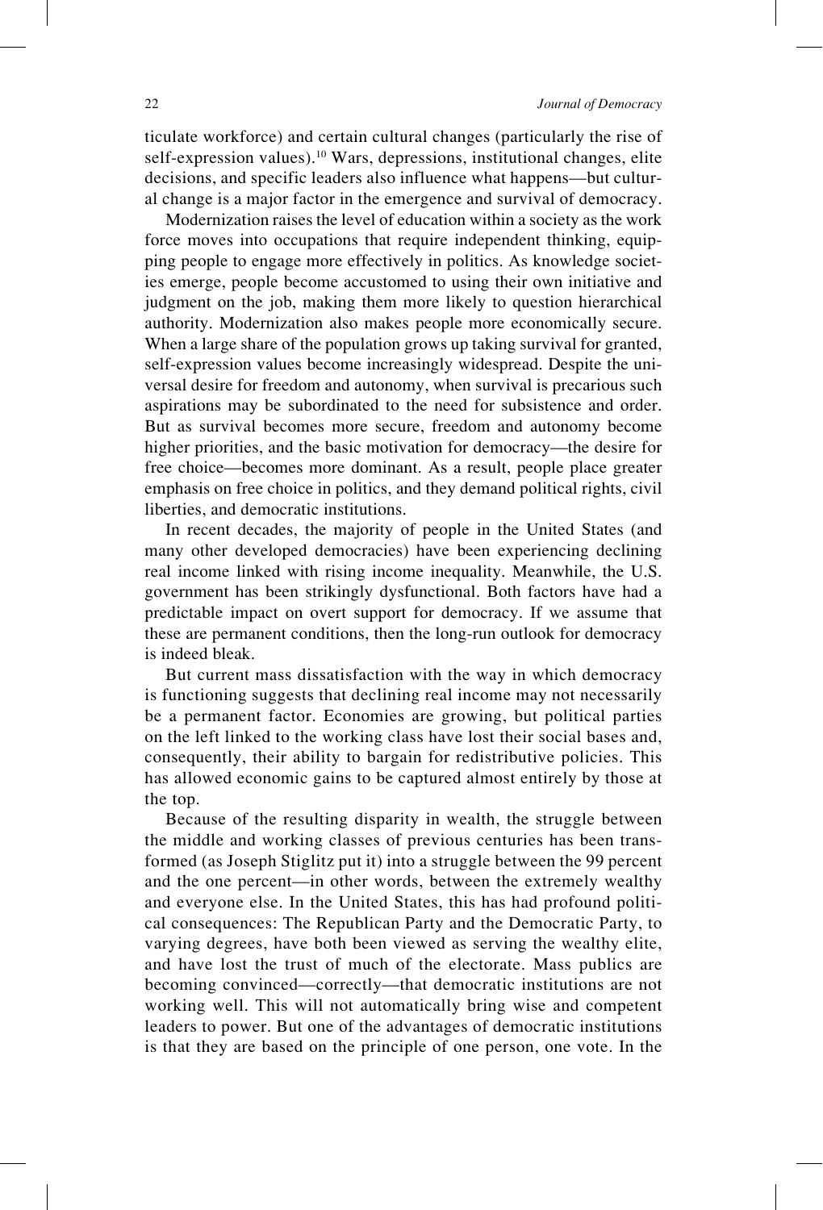ticulate workforce) and certain cultural changes (particularly the rise of self-expression values).[10] Wars, depressions, institutional changes, elite decisions, and specific leaders also influence what happens—but cultural change is a major factor in the emergence and survival of democracy.

Modernization raises the level of education within a society as the work force moves into occupations that require independent thinking, equipping people to engage more effectively in politics. As knowledge societies emerge, people become accustomed to using their own initiative and judgment on the job, making them more likely to question hierarchical authority. Modernization also makes people more economically secure. When a large share of the population grows up taking survival for granted, self-expression values become increasingly widespread. Despite the universal desire for freedom and autonomy, when survival is precarious such aspirations may be subordinated to the need for subsistence and order. But as survival becomes more secure, freedom and autonomy become higher priorities, and the basic motivation for democracy—the desire for free choice—becomes more dominant. As a result, people place greater emphasis on free choice in politics, and they demand political rights, civil liberties, and democratic institutions.

In recent decades, the majority of people in the United States (and many other developed democracies) have been experiencing declining real income linked with rising income inequality. Meanwhile, the U.S. government has been strikingly dysfunctional. Both factors have had a predictable impact on overt support for democracy. If we assume that these are permanent conditions, then the long-run outlook for democracy is indeed bleak.

But current mass dissatisfaction with the way in which democracy is functioning suggests that declining real income may not necessarily be a permanent factor. Economies are growing, but political parties on the left linked to the working class have lost their social bases and, consequently, their ability to bargain for redistributive policies. This has allowed economic gains to be captured almost entirely by those at the top.

Because of the resulting disparity in wealth, the struggle between the middle and working classes of previous centuries has been transformed (as Joseph Stiglitz put it) into a struggle between the 99 percent and the one percent—in other words, between the extremely wealthy and everyone else. In the United States, this has had profound political consequences: The Republican Party and the Democratic Party, to varying degrees, have both been viewed as serving the wealthy elite, and have lost the trust of much of the electorate. Mass publics are becoming convinced—correctly—that democratic institutions are not working well. This will not automatically bring wise and competent leaders to power. But one of the advantages of democratic institutions is that they are based on the principle of one person, one vote. In the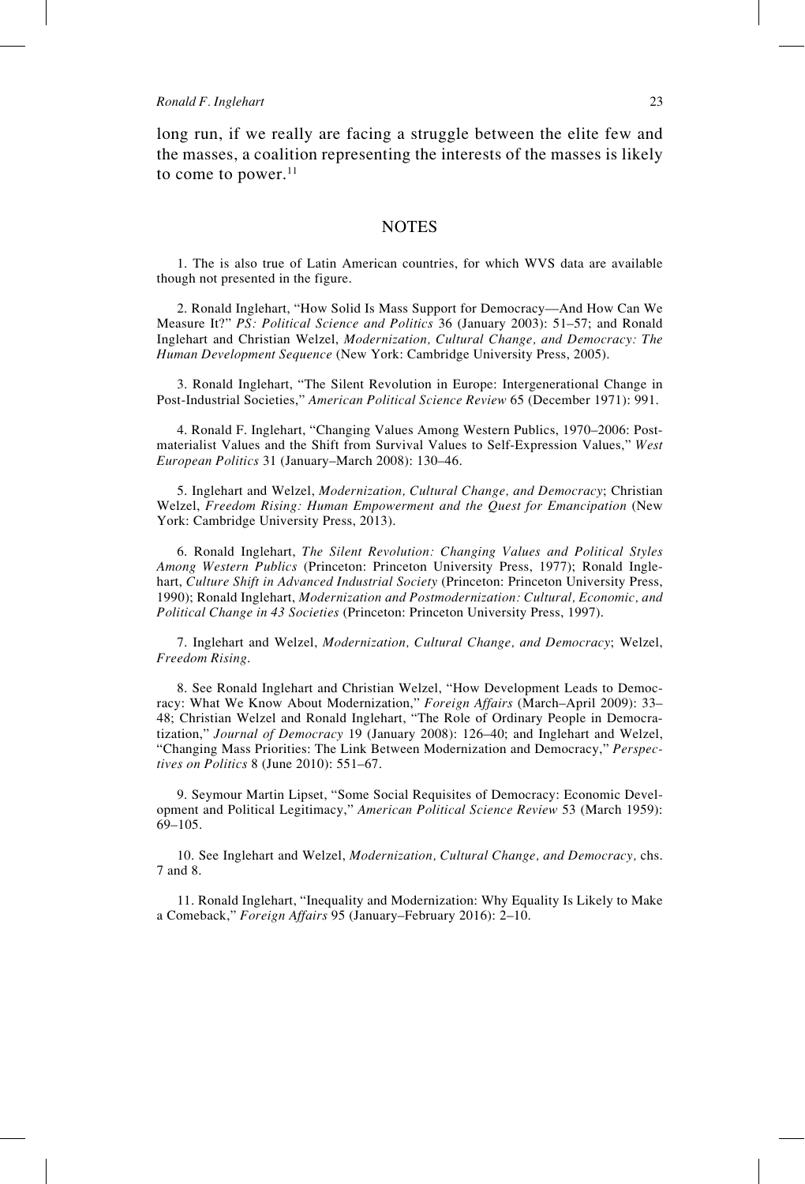long run, if we really are facing a struggle between the elite few and the masses, a coalition representing the interests of the masses is likely to come to power.[11]

## NOTES

1. The is also true of Latin American countries, for which WVS data are available though not presented in the figure.

2. Ronald Inglehart, "How Solid Is Mass Support for Democracy—And How Can We Measure It?" *PS: Political Science and Politics* 36 (January 2003): 51–57; and Ronald Inglehart and Christian Welzel, *Modernization, Cultural Change, and Democracy: The Human Development Sequence* (New York: Cambridge University Press, 2005).

3. Ronald Inglehart, "The Silent Revolution in Europe: Intergenerational Change in Post-Industrial Societies," *American Political Science Review* 65 (December 1971): 991.

4. Ronald F. Inglehart, "Changing Values Among Western Publics, 1970–2006: Postmaterialist Values and the Shift from Survival Values to Self-Expression Values," *West European Politics* 31 (January–March 2008): 130–46.

5. Inglehart and Welzel, *Modernization, Cultural Change, and Democracy*; Christian Welzel, *Freedom Rising: Human Empowerment and the Quest for Emancipation* (New York: Cambridge University Press, 2013).

6. Ronald Inglehart, *The Silent Revolution: Changing Values and Political Styles Among Western Publics* (Princeton: Princeton University Press, 1977); Ronald Inglehart, *Culture Shift in Advanced Industrial Society* (Princeton: Princeton University Press, 1990); Ronald Inglehart, *Modernization and Postmodernization: Cultural, Economic, and Political Change in 43 Societies* (Princeton: Princeton University Press, 1997).

7. Inglehart and Welzel, *Modernization, Cultural Change, and Democracy*; Welzel, *Freedom Rising*.

8. See Ronald Inglehart and Christian Welzel, "How Development Leads to Democracy: What We Know About Modernization," *Foreign Affairs* (March–April 2009): 33–48; Christian Welzel and Ronald Inglehart, "The Role of Ordinary People in Democratization," *Journal of Democracy* 19 (January 2008): 126–40; and Inglehart and Welzel, "Changing Mass Priorities: The Link Between Modernization and Democracy," *Perspectives on Politics* 8 (June 2010): 551–67.

9. Seymour Martin Lipset, "Some Social Requisites of Democracy: Economic Development and Political Legitimacy," *American Political Science Review* 53 (March 1959): 69–105.

10. See Inglehart and Welzel, *Modernization, Cultural Change, and Democracy,* chs. 7 and 8.

11. Ronald Inglehart, "Inequality and Modernization: Why Equality Is Likely to Make a Comeback," *Foreign Affairs* 95 (January–February 2016): 2–10.